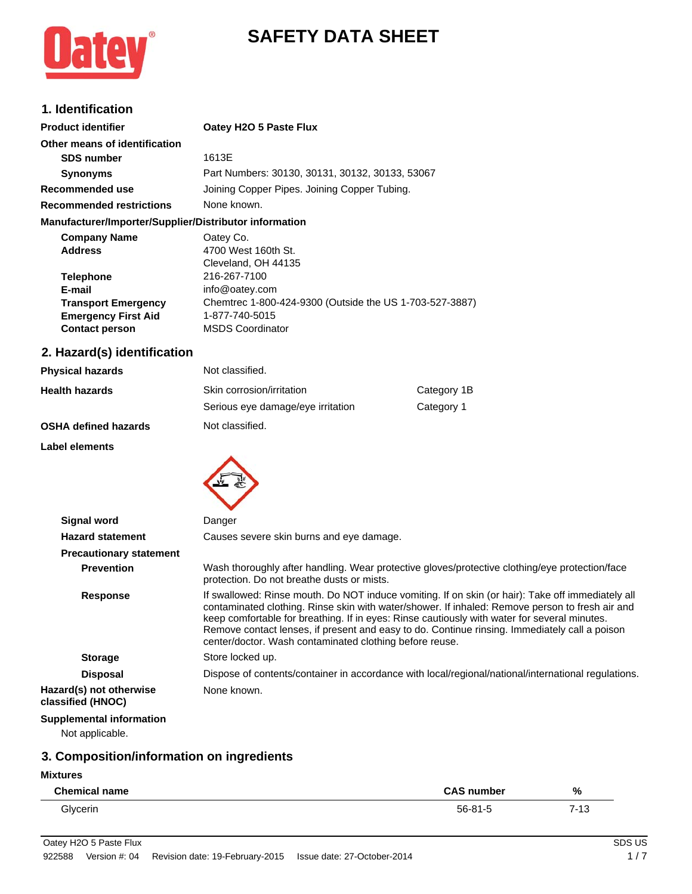# SAFETY DATA SHEET

## 1. Identification

| | |
|---|---|
| **Product identifier** | **Oatey H2O 5 Paste Flux** |
| **Other means of identification** | |
| **SDS number** | 1613E |
| **Synonyms** | Part Numbers: 30130, 30131, 30132, 30133, 53067 |
| **Recommended use** | Joining Copper Pipes. Joining Copper Tubing. |
| **Recommended restrictions** | None known. |

**Manufacturer/Importer/Supplier/Distributor information**

| | |
|---|---|
| **Company Name** | Oatey Co. |
| **Address** | 4700 West 160th St.<br>Cleveland, OH 44135 |
| **Telephone** | 216-267-7100 |
| **E-mail** | info@oatey.com |
| **Transport Emergency** | Chemtrec 1-800-424-9300 (Outside the US 1-703-527-3887) |
| **Emergency First Aid** | 1-877-740-5015 |
| **Contact person** | MSDS Coordinator |

## 2. Hazard(s) identification

| | | |
|---|---|---|
| **Physical hazards** | Not classified. | |
| **Health hazards** | Skin corrosion/irritation | Category 1B |
| | Serious eye damage/eye irritation | Category 1 |
| **OSHA defined hazards** | Not classified. | |

**Label elements**

| | |
|---|---|
| **Signal word** | Danger |
| **Hazard statement** | Causes severe skin burns and eye damage. |
| **Precautionary statement** | |
| **Prevention** | Wash thoroughly after handling. Wear protective gloves/protective clothing/eye protection/face protection. Do not breathe dusts or mists. |
| **Response** | If swallowed: Rinse mouth. Do NOT induce vomiting. If on skin (or hair): Take off immediately all contaminated clothing. Rinse skin with water/shower. If inhaled: Remove person to fresh air and keep comfortable for breathing. If in eyes: Rinse cautiously with water for several minutes. Remove contact lenses, if present and easy to do. Continue rinsing. Immediately call a poison center/doctor. Wash contaminated clothing before reuse. |
| **Storage** | Store locked up. |
| **Disposal** | Dispose of contents/container in accordance with local/regional/national/international regulations. |
| **Hazard(s) not otherwise classified (HNOC)** | None known. |

**Supplemental information**

Not applicable.

## 3. Composition/information on ingredients

**Mixtures**

| Chemical name | CAS number | % |
|---|---|---|
| Glycerin | 56-81-5 | 7-13 |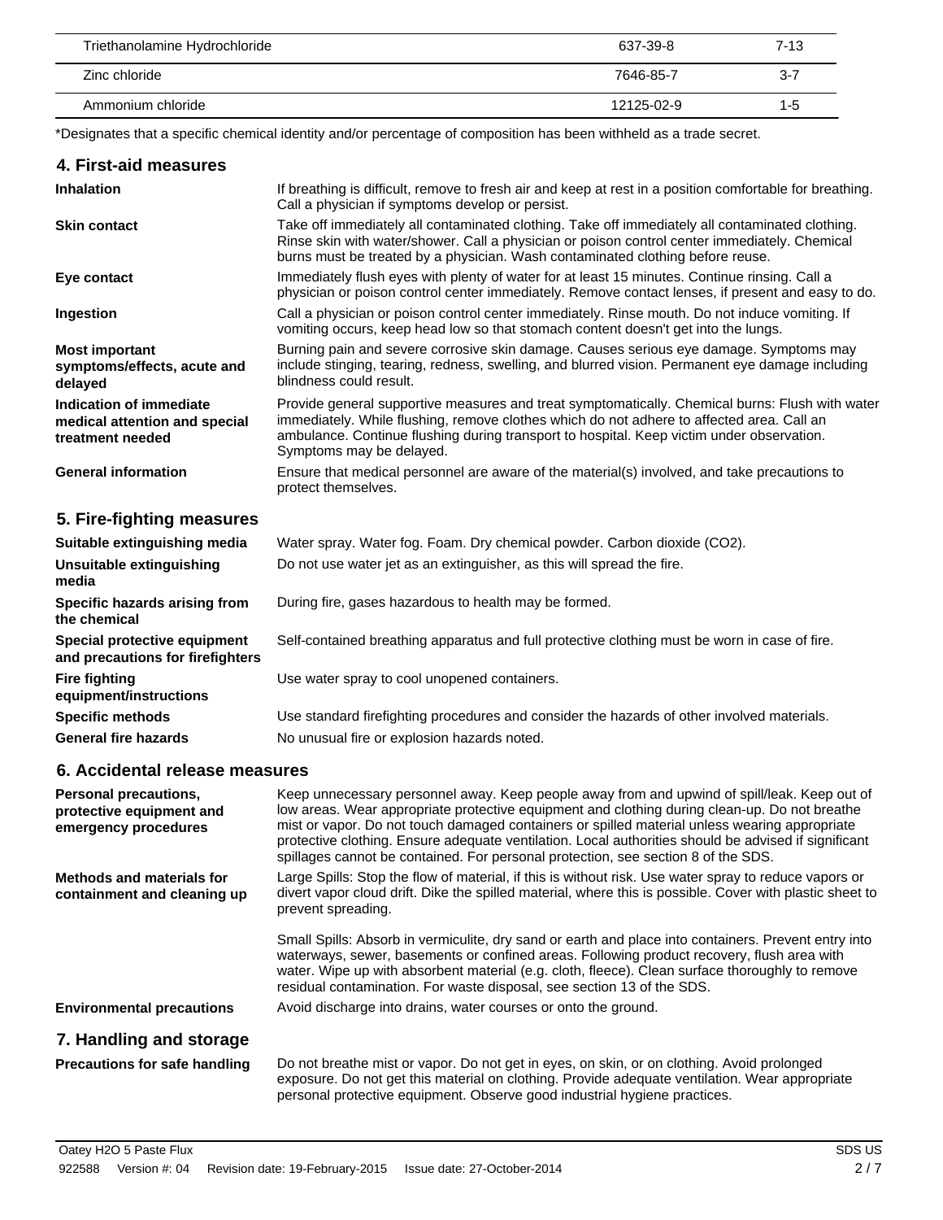| Triethanolamine Hydrochloride | 637-39-8 | 7-13 |
| --- | --- | --- |
| Zinc chloride | 7646-85-7 | 3-7 |
| Ammonium chloride | 12125-02-9 | 1-5 |

*Designates that a specific chemical identity and/or percentage of composition has been withheld as a trade secret.

## 4. First-aid measures

**Inhalation**
If breathing is difficult, remove to fresh air and keep at rest in a position comfortable for breathing. Call a physician if symptoms develop or persist.

**Skin contact**
Take off immediately all contaminated clothing. Take off immediately all contaminated clothing. Rinse skin with water/shower. Call a physician or poison control center immediately. Chemical burns must be treated by a physician. Wash contaminated clothing before reuse.

**Eye contact**
Immediately flush eyes with plenty of water for at least 15 minutes. Continue rinsing. Call a physician or poison control center immediately. Remove contact lenses, if present and easy to do.

**Ingestion**
Call a physician or poison control center immediately. Rinse mouth. Do not induce vomiting. If vomiting occurs, keep head low so that stomach content doesn't get into the lungs.

**Most important symptoms/effects, acute and delayed**
Burning pain and severe corrosive skin damage. Causes serious eye damage. Symptoms may include stinging, tearing, redness, swelling, and blurred vision. Permanent eye damage including blindness could result.

**Indication of immediate medical attention and special treatment needed**
Provide general supportive measures and treat symptomatically. Chemical burns: Flush with water immediately. While flushing, remove clothes which do not adhere to affected area. Call an ambulance. Continue flushing during transport to hospital. Keep victim under observation. Symptoms may be delayed.

**General information**
Ensure that medical personnel are aware of the material(s) involved, and take precautions to protect themselves.

## 5. Fire-fighting measures

**Suitable extinguishing media**
Water spray. Water fog. Foam. Dry chemical powder. Carbon dioxide ($CO_2$).

**Unsuitable extinguishing media**
Do not use water jet as an extinguisher, as this will spread the fire.

**Specific hazards arising from the chemical**
During fire, gases hazardous to health may be formed.

**Special protective equipment and precautions for firefighters**
Self-contained breathing apparatus and full protective clothing must be worn in case of fire.

**Fire fighting equipment/instructions**
Use water spray to cool unopened containers.

**Specific methods**
Use standard firefighting procedures and consider the hazards of other involved materials.

**General fire hazards**
No unusual fire or explosion hazards noted.

## 6. Accidental release measures

**Personal precautions, protective equipment and emergency procedures**
Keep unnecessary personnel away. Keep people away from and upwind of spill/leak. Keep out of low areas. Wear appropriate protective equipment and clothing during clean-up. Do not breathe mist or vapor. Do not touch damaged containers or spilled material unless wearing appropriate protective clothing. Ensure adequate ventilation. Local authorities should be advised if significant spillages cannot be contained. For personal protection, see section 8 of the SDS.

**Methods and materials for containment and cleaning up**
Large Spills: Stop the flow of material, if this is without risk. Use water spray to reduce vapors or divert vapor cloud drift. Dike the spilled material, where this is possible. Cover with plastic sheet to prevent spreading.

Small Spills: Absorb in vermiculite, dry sand or earth and place into containers. Prevent entry into waterways, sewer, basements or confined areas. Following product recovery, flush area with water. Wipe up with absorbent material (e.g. cloth, fleece). Clean surface thoroughly to remove residual contamination. For waste disposal, see section 13 of the SDS.

**Environmental precautions**
Avoid discharge into drains, water courses or onto the ground.

## 7. Handling and storage

**Precautions for safe handling**
Do not breathe mist or vapor. Do not get in eyes, on skin, or on clothing. Avoid prolonged exposure. Do not get this material on clothing. Provide adequate ventilation. Wear appropriate personal protective equipment. Observe good industrial hygiene practices.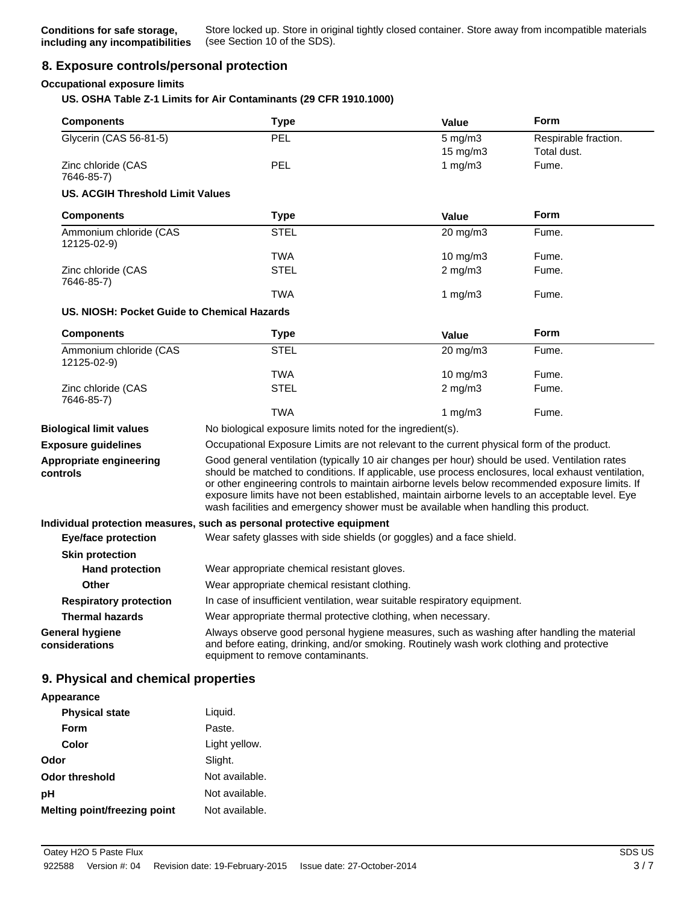**Conditions for safe storage, including any incompatibilities** Store locked up. Store in original tightly closed container. Store away from incompatible materials (see Section 10 of the SDS).

## 8. Exposure controls/personal protection

### Occupational exposure limits

**US. OSHA Table Z-1 Limits for Air Contaminants (29 CFR 1910.1000)**

| Components | Type | Value | Form |
|---|---|---|---|
| Glycerin (CAS 56-81-5) | PEL | 5 mg/m3 | Respirable fraction. |
| | | 15 mg/m3 | Total dust. |
| Zinc chloride (CAS 7646-85-7) | PEL | 1 mg/m3 | Fume. |

**US. ACGIH Threshold Limit Values**

| Components | Type | Value | Form |
|---|---|---|---|
| Ammonium chloride (CAS 12125-02-9) | STEL | 20 mg/m3 | Fume. |
| | TWA | 10 mg/m3 | Fume. |
| Zinc chloride (CAS 7646-85-7) | STEL | 2 mg/m3 | Fume. |
| | TWA | 1 mg/m3 | Fume. |

**US. NIOSH: Pocket Guide to Chemical Hazards**

| Components | Type | Value | Form |
|---|---|---|---|
| Ammonium chloride (CAS 12125-02-9) | STEL | 20 mg/m3 | Fume. |
| | TWA | 10 mg/m3 | Fume. |
| Zinc chloride (CAS 7646-85-7) | STEL | 2 mg/m3 | Fume. |
| | TWA | 1 mg/m3 | Fume. |

**Biological limit values** No biological exposure limits noted for the ingredient(s).

**Exposure guidelines** Occupational Exposure Limits are not relevant to the current physical form of the product.

**Appropriate engineering controls** Good general ventilation (typically 10 air changes per hour) should be used. Ventilation rates should be matched to conditions. If applicable, use process enclosures, local exhaust ventilation, or other engineering controls to maintain airborne levels below recommended exposure limits. If exposure limits have not been established, maintain airborne levels to an acceptable level. Eye wash facilities and emergency shower must be available when handling this product.

**Individual protection measures, such as personal protective equipment**

**Eye/face protection** Wear safety glasses with side shields (or goggles) and a face shield.

**Skin protection**

**Hand protection** Wear appropriate chemical resistant gloves.

**Other** Wear appropriate chemical resistant clothing.

**Respiratory protection** In case of insufficient ventilation, wear suitable respiratory equipment.

**Thermal hazards** Wear appropriate thermal protective clothing, when necessary.

**General hygiene considerations** Always observe good personal hygiene measures, such as washing after handling the material and before eating, drinking, and/or smoking. Routinely wash work clothing and protective equipment to remove contaminants.

## 9. Physical and chemical properties

**Appearance**

**Physical state** Liquid.

**Form** Paste.

**Color** Light yellow.

**Odor** Slight.

**Odor threshold** Not available.

**pH** Not available.

**Melting point/freezing point** Not available.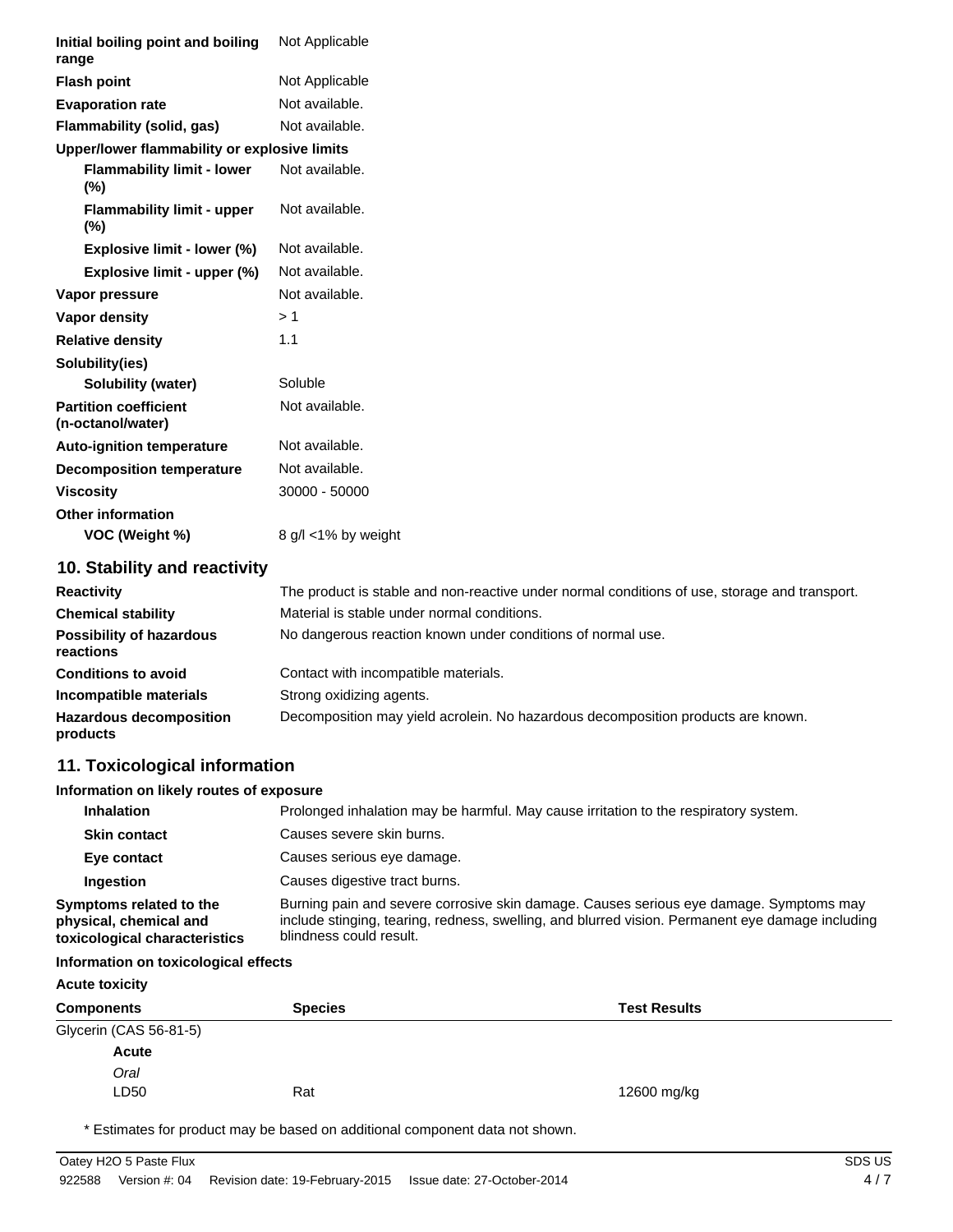| | |
|---|---|
| **Initial boiling point and boiling range** | Not Applicable |
| **Flash point** | Not Applicable |
| **Evaporation rate** | Not available. |
| **Flammability (solid, gas)** | Not available. |
| **Upper/lower flammability or explosive limits** | |
| **Flammability limit - lower (%)** | Not available. |
| **Flammability limit - upper (%)** | Not available. |
| **Explosive limit - lower (%)** | Not available. |
| **Explosive limit - upper (%)** | Not available. |
| **Vapor pressure** | Not available. |
| **Vapor density** | > 1 |
| **Relative density** | 1.1 |
| **Solubility(ies)** | |
| **Solubility (water)** | Soluble |
| **Partition coefficient (n-octanol/water)** | Not available. |
| **Auto-ignition temperature** | Not available. |
| **Decomposition temperature** | Not available. |
| **Viscosity** | 30000 - 50000 |
| **Other information** | |
| **VOC (Weight %)** | 8 g/l <1% by weight |

## 10. Stability and reactivity

| | |
|---|---|
| **Reactivity** | The product is stable and non-reactive under normal conditions of use, storage and transport. |
| **Chemical stability** | Material is stable under normal conditions. |
| **Possibility of hazardous reactions** | No dangerous reaction known under conditions of normal use. |
| **Conditions to avoid** | Contact with incompatible materials. |
| **Incompatible materials** | Strong oxidizing agents. |
| **Hazardous decomposition products** | Decomposition may yield acrolein. No hazardous decomposition products are known. |

## 11. Toxicological information

**Information on likely routes of exposure**

| | |
|---|---|
| **Inhalation** | Prolonged inhalation may be harmful. May cause irritation to the respiratory system. |
| **Skin contact** | Causes severe skin burns. |
| **Eye contact** | Causes serious eye damage. |
| **Ingestion** | Causes digestive tract burns. |
| **Symptoms related to the physical, chemical and toxicological characteristics** | Burning pain and severe corrosive skin damage. Causes serious eye damage. Symptoms may include stinging, tearing, redness, swelling, and blurred vision. Permanent eye damage including blindness could result. |

**Information on toxicological effects**

**Acute toxicity**

| Components | Species | Test Results |
|---|---|---|
| Glycerin (CAS 56-81-5) | | |
| **Acute** | | |
| *Oral* | | |
| LD50 | Rat | 12600 mg/kg |

\* Estimates for product may be based on additional component data not shown.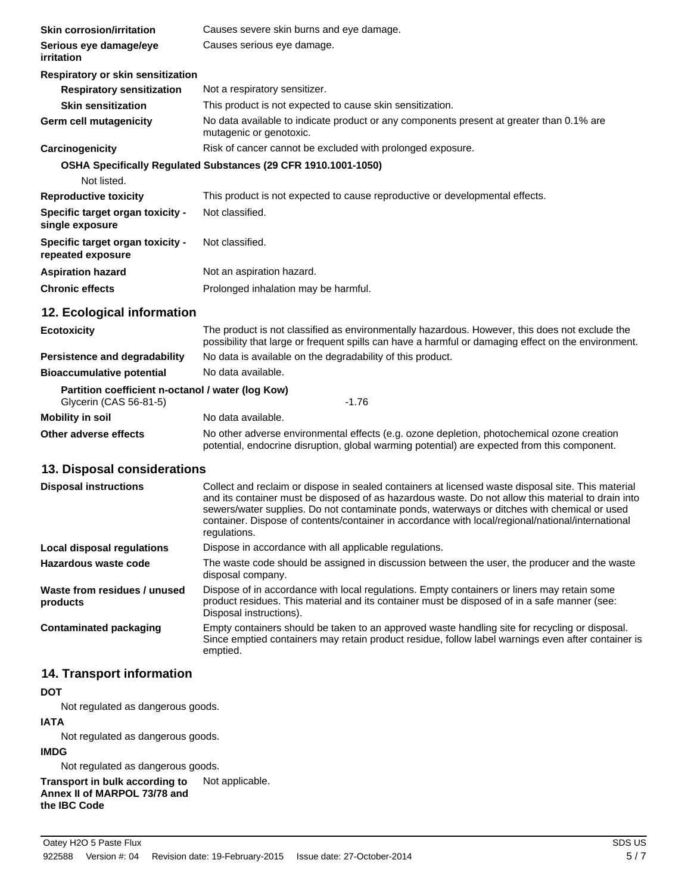| | |
|---|---|
| **Skin corrosion/irritation** | Causes severe skin burns and eye damage. |
| **Serious eye damage/eye irritation** | Causes serious eye damage. |
| **Respiratory or skin sensitization** | |
| **Respiratory sensitization** | Not a respiratory sensitizer. |
| **Skin sensitization** | This product is not expected to cause skin sensitization. |
| **Germ cell mutagenicity** | No data available to indicate product or any components present at greater than 0.1% are mutagenic or genotoxic. |
| **Carcinogenicity** | Risk of cancer cannot be excluded with prolonged exposure. |

**OSHA Specifically Regulated Substances (29 CFR 1910.1001-1050)**

Not listed.

| | |
|---|---|
| **Reproductive toxicity** | This product is not expected to cause reproductive or developmental effects. |
| **Specific target organ toxicity - single exposure** | Not classified. |
| **Specific target organ toxicity - repeated exposure** | Not classified. |
| **Aspiration hazard** | Not an aspiration hazard. |
| **Chronic effects** | Prolonged inhalation may be harmful. |

## 12. Ecological information

| | |
|---|---|
| **Ecotoxicity** | The product is not classified as environmentally hazardous. However, this does not exclude the possibility that large or frequent spills can have a harmful or damaging effect on the environment. |
| **Persistence and degradability** | No data is available on the degradability of this product. |
| **Bioaccumulative potential** | No data available. |

**Partition coefficient n-octanol / water (log Kow)**

| | |
|---|---|
| Glycerin (CAS 56-81-5) | -1.76 |
| **Mobility in soil** | No data available. |
| **Other adverse effects** | No other adverse environmental effects (e.g. ozone depletion, photochemical ozone creation potential, endocrine disruption, global warming potential) are expected from this component. |

## 13. Disposal considerations

| | |
|---|---|
| **Disposal instructions** | Collect and reclaim or dispose in sealed containers at licensed waste disposal site. This material and its container must be disposed of as hazardous waste. Do not allow this material to drain into sewers/water supplies. Do not contaminate ponds, waterways or ditches with chemical or used container. Dispose of contents/container in accordance with local/regional/national/international regulations. |
| **Local disposal regulations** | Dispose in accordance with all applicable regulations. |
| **Hazardous waste code** | The waste code should be assigned in discussion between the user, the producer and the waste disposal company. |
| **Waste from residues / unused products** | Dispose of in accordance with local regulations. Empty containers or liners may retain some product residues. This material and its container must be disposed of in a safe manner (see: Disposal instructions). |
| **Contaminated packaging** | Empty containers should be taken to an approved waste handling site for recycling or disposal. Since emptied containers may retain product residue, follow label warnings even after container is emptied. |

## 14. Transport information

**DOT**

Not regulated as dangerous goods.

**IATA**

Not regulated as dangerous goods.

**IMDG**

Not regulated as dangerous goods.

| | |
|---|---|
| **Transport in bulk according to Annex II of MARPOL 73/78 and the IBC Code** | Not applicable. |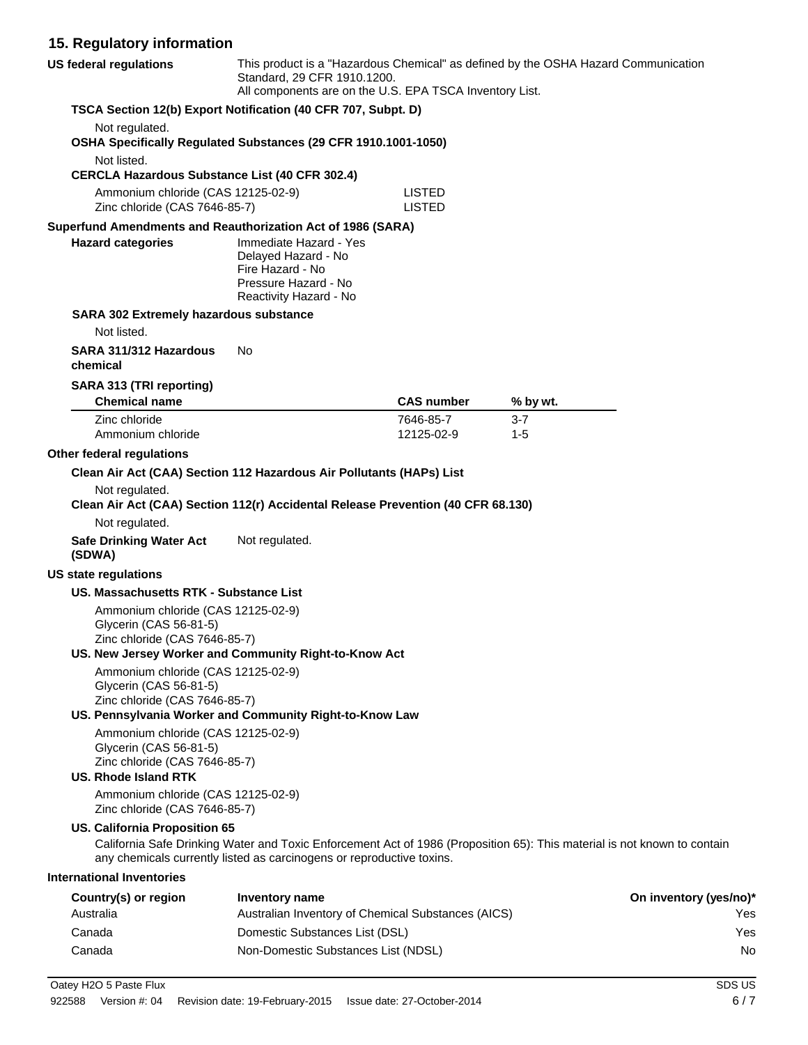## 15. Regulatory information

**US federal regulations**

This product is a "Hazardous Chemical" as defined by the OSHA Hazard Communication Standard, 29 CFR 1910.1200.
All components are on the U.S. EPA TSCA Inventory List.

**TSCA Section 12(b) Export Notification (40 CFR 707, Subpt. D)**

Not regulated.

**OSHA Specifically Regulated Substances (29 CFR 1910.1001-1050)**

Not listed.

**CERCLA Hazardous Substance List (40 CFR 302.4)**

| | |
|---|---|
| Ammonium chloride (CAS 12125-02-9) | LISTED |
| Zinc chloride (CAS 7646-85-7) | LISTED |

**Superfund Amendments and Reauthorization Act of 1986 (SARA)**

**Hazard categories**

Immediate Hazard - Yes
Delayed Hazard - No
Fire Hazard - No
Pressure Hazard - No
Reactivity Hazard - No

**SARA 302 Extremely hazardous substance**

Not listed.

**SARA 311/312 Hazardous chemical** No

**SARA 313 (TRI reporting)**

| Chemical name | CAS number | % by wt. |
|---|---|---|
| Zinc chloride | 7646-85-7 | 3-7 |
| Ammonium chloride | 12125-02-9 | 1-5 |

**Other federal regulations**

**Clean Air Act (CAA) Section 112 Hazardous Air Pollutants (HAPs) List**

Not regulated.

**Clean Air Act (CAA) Section 112(r) Accidental Release Prevention (40 CFR 68.130)**

Not regulated.

**Safe Drinking Water Act (SDWA)** Not regulated.

**US state regulations**

**US. Massachusetts RTK - Substance List**

Ammonium chloride (CAS 12125-02-9)
Glycerin (CAS 56-81-5)
Zinc chloride (CAS 7646-85-7)

**US. New Jersey Worker and Community Right-to-Know Act**

Ammonium chloride (CAS 12125-02-9)
Glycerin (CAS 56-81-5)
Zinc chloride (CAS 7646-85-7)

**US. Pennsylvania Worker and Community Right-to-Know Law**

Ammonium chloride (CAS 12125-02-9)
Glycerin (CAS 56-81-5)
Zinc chloride (CAS 7646-85-7)

**US. Rhode Island RTK**

Ammonium chloride (CAS 12125-02-9)
Zinc chloride (CAS 7646-85-7)

**US. California Proposition 65**

California Safe Drinking Water and Toxic Enforcement Act of 1986 (Proposition 65): This material is not known to contain any chemicals currently listed as carcinogens or reproductive toxins.

**International Inventories**

| Country(s) or region | Inventory name | On inventory (yes/no)* |
|---|---|---|
| Australia | Australian Inventory of Chemical Substances (AICS) | Yes |
| Canada | Domestic Substances List (DSL) | Yes |
| Canada | Non-Domestic Substances List (NDSL) | No |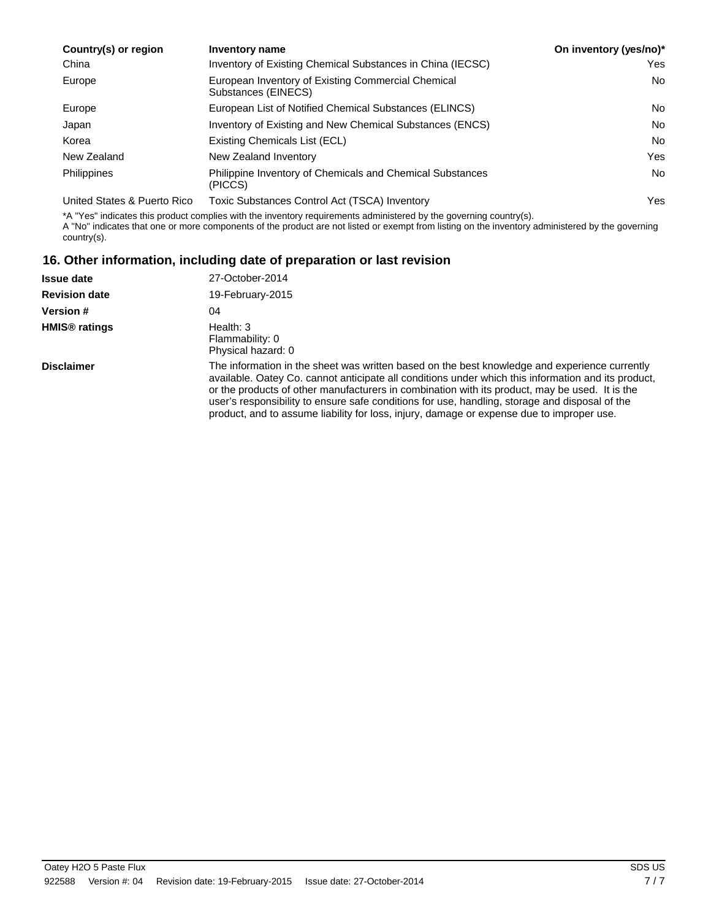| Country(s) or region | Inventory name | On inventory (yes/no)* |
| --- | --- | --- |
| China | Inventory of Existing Chemical Substances in China (IECSC) | Yes |
| Europe | European Inventory of Existing Commercial Chemical Substances (EINECS) | No |
| Europe | European List of Notified Chemical Substances (ELINCS) | No |
| Japan | Inventory of Existing and New Chemical Substances (ENCS) | No |
| Korea | Existing Chemicals List (ECL) | No |
| New Zealand | New Zealand Inventory | Yes |
| Philippines | Philippine Inventory of Chemicals and Chemical Substances (PICCS) | No |
| United States & Puerto Rico | Toxic Substances Control Act (TSCA) Inventory | Yes |

*A "Yes" indicates this product complies with the inventory requirements administered by the governing country(s).
A "No" indicates that one or more components of the product are not listed or exempt from listing on the inventory administered by the governing country(s).

## 16. Other information, including date of preparation or last revision

**Issue date** 27-October-2014

**Revision date** 19-February-2015

**Version #** 04

**HMIS® ratings**
Health: 3
Flammability: 0
Physical hazard: 0

**Disclaimer** The information in the sheet was written based on the best knowledge and experience currently available. Oatey Co. cannot anticipate all conditions under which this information and its product, or the products of other manufacturers in combination with its product, may be used. It is the user's responsibility to ensure safe conditions for use, handling, storage and disposal of the product, and to assume liability for loss, injury, damage or expense due to improper use.